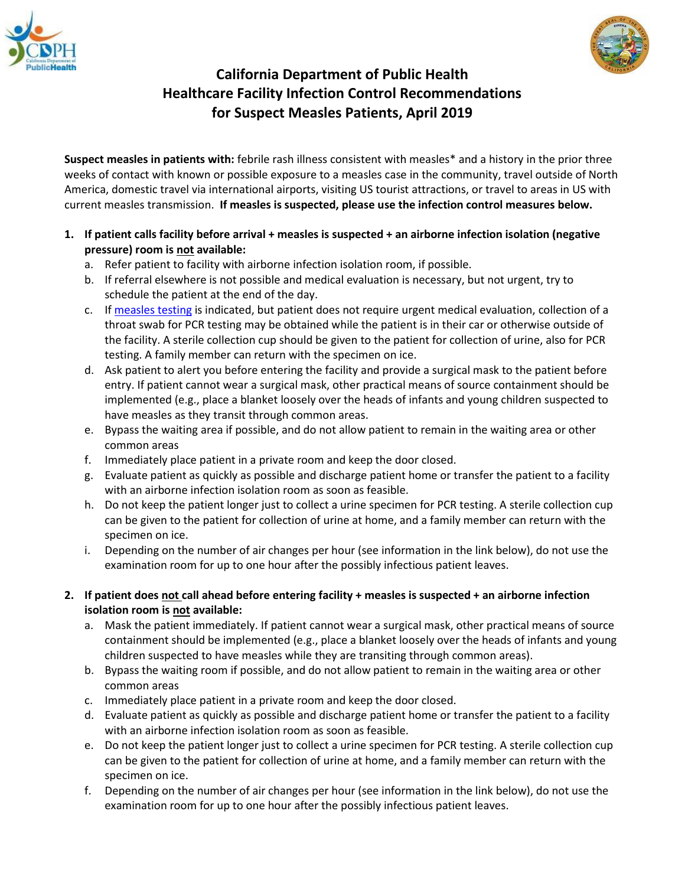# California Department of Public Health
## Healthcare Facility Infection Control Recommendations for Suspect Measles Patients, April 2019

**Suspect measles in patients with:** febrile rash illness consistent with measles* and a history in the prior three weeks of contact with known or possible exposure to a measles case in the community, travel outside of North America, domestic travel via international airports, visiting US tourist attractions, or travel to areas in US with current measles transmission. **If measles is suspected, please use the infection control measures below.**

1. **If patient calls facility before arrival + measles is suspected + an airborne infection isolation (negative pressure) room is <u>not</u> available:**
   a. Refer patient to facility with airborne infection isolation room, if possible.
   b. If referral elsewhere is not possible and medical evaluation is necessary, but not urgent, try to schedule the patient at the end of the day.
   c. If measles testing is indicated, but patient does not require urgent medical evaluation, collection of a throat swab for PCR testing may be obtained while the patient is in their car or otherwise outside of the facility. A sterile collection cup should be given to the patient for collection of urine, also for PCR testing. A family member can return with the specimen on ice.
   d. Ask patient to alert you before entering the facility and provide a surgical mask to the patient before entry. If patient cannot wear a surgical mask, other practical means of source containment should be implemented (e.g., place a blanket loosely over the heads of infants and young children suspected to have measles as they transit through common areas.
   e. Bypass the waiting area if possible, and do not allow patient to remain in the waiting area or other common areas
   f. Immediately place patient in a private room and keep the door closed.
   g. Evaluate patient as quickly as possible and discharge patient home or transfer the patient to a facility with an airborne infection isolation room as soon as feasible.
   h. Do not keep the patient longer just to collect a urine specimen for PCR testing. A sterile collection cup can be given to the patient for collection of urine at home, and a family member can return with the specimen on ice.
   i. Depending on the number of air changes per hour (see information in the link below), do not use the examination room for up to one hour after the possibly infectious patient leaves.

2. **If patient does <u>not</u> call ahead before entering facility + measles is suspected + an airborne infection isolation room is <u>not</u> available:**
   a. Mask the patient immediately. If patient cannot wear a surgical mask, other practical means of source containment should be implemented (e.g., place a blanket loosely over the heads of infants and young children suspected to have measles while they are transiting through common areas).
   b. Bypass the waiting room if possible, and do not allow patient to remain in the waiting area or other common areas
   c. Immediately place patient in a private room and keep the door closed.
   d. Evaluate patient as quickly as possible and discharge patient home or transfer the patient to a facility with an airborne infection isolation room as soon as feasible.
   e. Do not keep the patient longer just to collect a urine specimen for PCR testing. A sterile collection cup can be given to the patient for collection of urine at home, and a family member can return with the specimen on ice.
   f. Depending on the number of air changes per hour (see information in the link below), do not use the examination room for up to one hour after the possibly infectious patient leaves.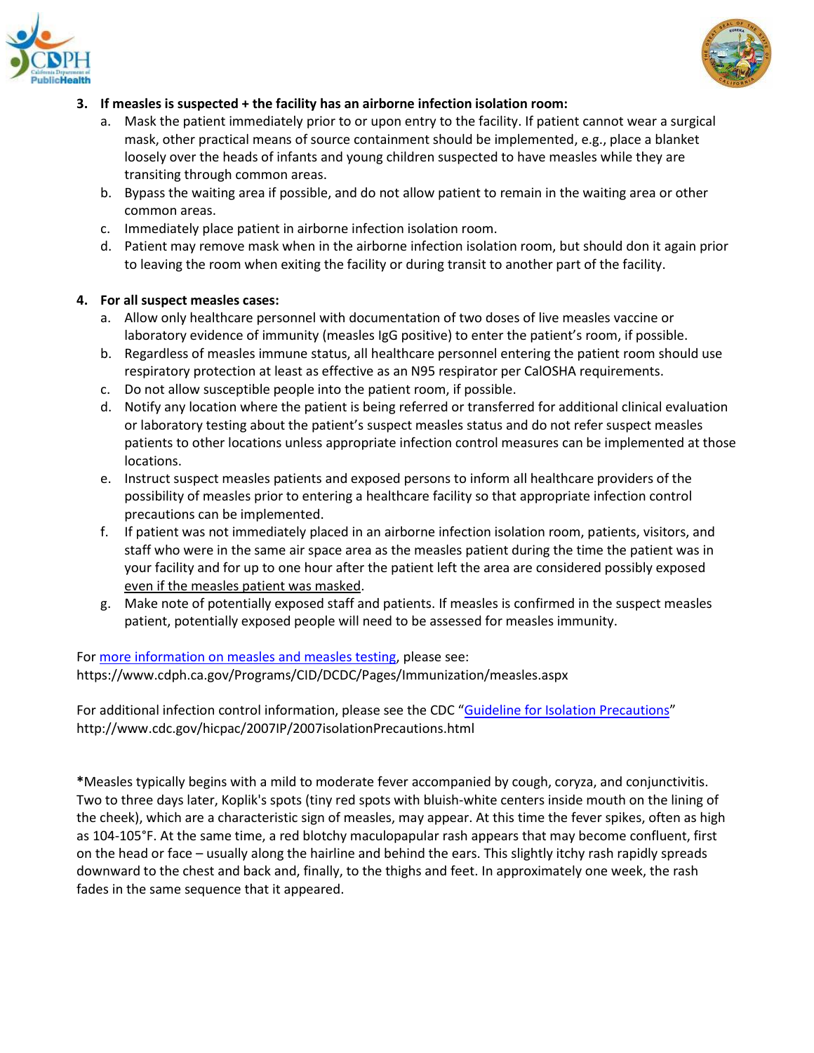3. **If measles is suspected + the facility has an airborne infection isolation room:**
   a. Mask the patient immediately prior to or upon entry to the facility. If patient cannot wear a surgical mask, other practical means of source containment should be implemented, e.g., place a blanket loosely over the heads of infants and young children suspected to have measles while they are transiting through common areas.
   b. Bypass the waiting area if possible, and do not allow patient to remain in the waiting area or other common areas.
   c. Immediately place patient in airborne infection isolation room.
   d. Patient may remove mask when in the airborne infection isolation room, but should don it again prior to leaving the room when exiting the facility or during transit to another part of the facility.

4. **For all suspect measles cases:**
   a. Allow only healthcare personnel with documentation of two doses of live measles vaccine or laboratory evidence of immunity (measles IgG positive) to enter the patient's room, if possible.
   b. Regardless of measles immune status, all healthcare personnel entering the patient room should use respiratory protection at least as effective as an N95 respirator per CalOSHA requirements.
   c. Do not allow susceptible people into the patient room, if possible.
   d. Notify any location where the patient is being referred or transferred for additional clinical evaluation or laboratory testing about the patient's suspect measles status and do not refer suspect measles patients to other locations unless appropriate infection control measures can be implemented at those locations.
   e. Instruct suspect measles patients and exposed persons to inform all healthcare providers of the possibility of measles prior to entering a healthcare facility so that appropriate infection control precautions can be implemented.
   f. If patient was not immediately placed in an airborne infection isolation room, patients, visitors, and staff who were in the same air space area as the measles patient during the time the patient was in your facility and for up to one hour after the patient left the area are considered possibly exposed even if the measles patient was masked.
   g. Make note of potentially exposed staff and patients. If measles is confirmed in the suspect measles patient, potentially exposed people will need to be assessed for measles immunity.

For [more information on measles and measles testing](https://www.cdph.ca.gov/Programs/CID/DCDC/Pages/Immunization/measles.aspx), please see: https://www.cdph.ca.gov/Programs/CID/DCDC/Pages/Immunization/measles.aspx

For additional infection control information, please see the CDC "[Guideline for Isolation Precautions](http://www.cdc.gov/hicpac/2007IP/2007isolationPrecautions.html)" http://www.cdc.gov/hicpac/2007IP/2007isolationPrecautions.html

**\***Measles typically begins with a mild to moderate fever accompanied by cough, coryza, and conjunctivitis. Two to three days later, Koplik's spots (tiny red spots with bluish-white centers inside mouth on the lining of the cheek), which are a characteristic sign of measles, may appear. At this time the fever spikes, often as high as 104-105°F. At the same time, a red blotchy maculopapular rash appears that may become confluent, first on the head or face – usually along the hairline and behind the ears. This slightly itchy rash rapidly spreads downward to the chest and back and, finally, to the thighs and feet. In approximately one week, the rash fades in the same sequence that it appeared.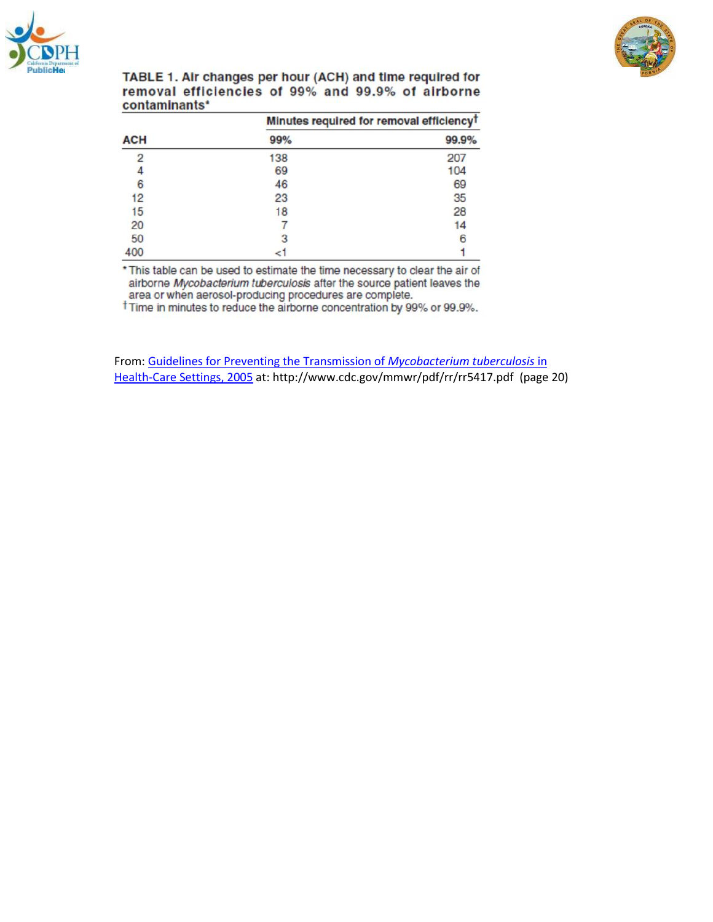**TABLE 1. Air changes per hour (ACH) and time required for removal efficiencies of 99% and 99.9% of airborne contaminants***

| | Minutes required for removal efficiency† | |
|---|---|---|
| **ACH** | **99%** | **99.9%** |
| 2 | 138 | 207 |
| 4 | 69 | 104 |
| 6 | 46 | 69 |
| 12 | 23 | 35 |
| 15 | 18 | 28 |
| 20 | 7 | 14 |
| 50 | 3 | 6 |
| 400 | <1 | 1 |

* This table can be used to estimate the time necessary to clear the air of airborne *Mycobacterium tuberculosis* after the source patient leaves the area or when aerosol-producing procedures are complete.

† Time in minutes to reduce the airborne concentration by 99% or 99.9%.

From: Guidelines for Preventing the Transmission of *Mycobacterium tuberculosis* in Health-Care Settings, 2005 at: http://www.cdc.gov/mmwr/pdf/rr/rr5417.pdf (page 20)